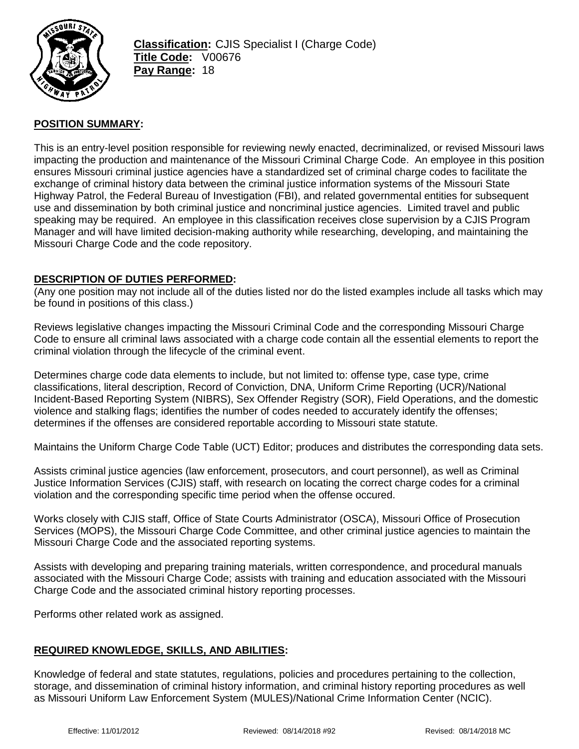**Classification:** CJIS Specialist I (Charge Code)
**Title Code:** V00676
**Pay Range:** 18

## POSITION SUMMARY:

This is an entry-level position responsible for reviewing newly enacted, decriminalized, or revised Missouri laws impacting the production and maintenance of the Missouri Criminal Charge Code. An employee in this position ensures Missouri criminal justice agencies have a standardized set of criminal charge codes to facilitate the exchange of criminal history data between the criminal justice information systems of the Missouri State Highway Patrol, the Federal Bureau of Investigation (FBI), and related governmental entities for subsequent use and dissemination by both criminal justice and noncriminal justice agencies. Limited travel and public speaking may be required. An employee in this classification receives close supervision by a CJIS Program Manager and will have limited decision-making authority while researching, developing, and maintaining the Missouri Charge Code and the code repository.

## DESCRIPTION OF DUTIES PERFORMED:

(Any one position may not include all of the duties listed nor do the listed examples include all tasks which may be found in positions of this class.)

Reviews legislative changes impacting the Missouri Criminal Code and the corresponding Missouri Charge Code to ensure all criminal laws associated with a charge code contain all the essential elements to report the criminal violation through the lifecycle of the criminal event.

Determines charge code data elements to include, but not limited to: offense type, case type, crime classifications, literal description, Record of Conviction, DNA, Uniform Crime Reporting (UCR)/National Incident-Based Reporting System (NIBRS), Sex Offender Registry (SOR), Field Operations, and the domestic violence and stalking flags; identifies the number of codes needed to accurately identify the offenses; determines if the offenses are considered reportable according to Missouri state statute.

Maintains the Uniform Charge Code Table (UCT) Editor; produces and distributes the corresponding data sets.

Assists criminal justice agencies (law enforcement, prosecutors, and court personnel), as well as Criminal Justice Information Services (CJIS) staff, with research on locating the correct charge codes for a criminal violation and the corresponding specific time period when the offense occured.

Works closely with CJIS staff, Office of State Courts Administrator (OSCA), Missouri Office of Prosecution Services (MOPS), the Missouri Charge Code Committee, and other criminal justice agencies to maintain the Missouri Charge Code and the associated reporting systems.

Assists with developing and preparing training materials, written correspondence, and procedural manuals associated with the Missouri Charge Code; assists with training and education associated with the Missouri Charge Code and the associated criminal history reporting processes.

Performs other related work as assigned.

## REQUIRED KNOWLEDGE, SKILLS, AND ABILITIES:

Knowledge of federal and state statutes, regulations, policies and procedures pertaining to the collection, storage, and dissemination of criminal history information, and criminal history reporting procedures as well as Missouri Uniform Law Enforcement System (MULES)/National Crime Information Center (NCIC).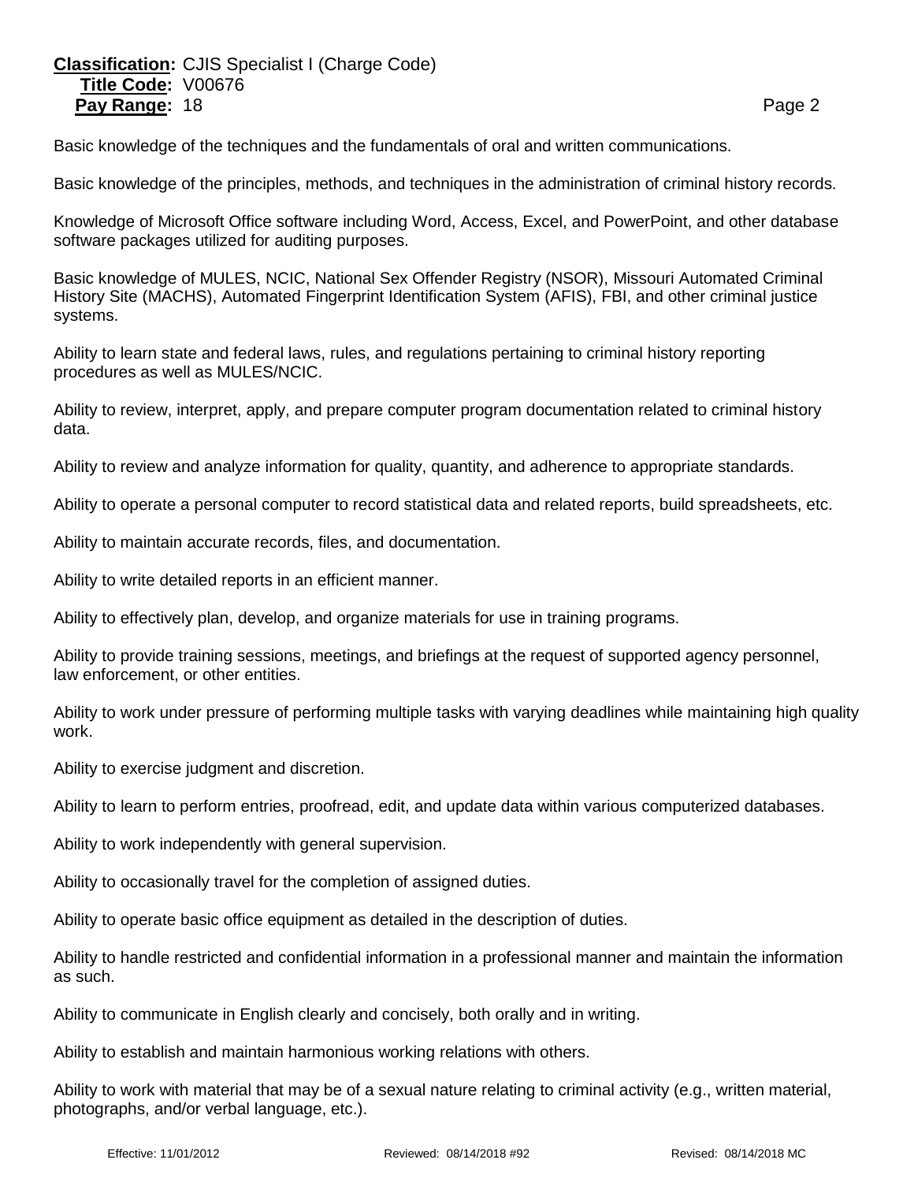Basic knowledge of the techniques and the fundamentals of oral and written communications.

Basic knowledge of the principles, methods, and techniques in the administration of criminal history records.

Knowledge of Microsoft Office software including Word, Access, Excel, and PowerPoint, and other database software packages utilized for auditing purposes.

Basic knowledge of MULES, NCIC, National Sex Offender Registry (NSOR), Missouri Automated Criminal History Site (MACHS), Automated Fingerprint Identification System (AFIS), FBI, and other criminal justice systems.

Ability to learn state and federal laws, rules, and regulations pertaining to criminal history reporting procedures as well as MULES/NCIC.

Ability to review, interpret, apply, and prepare computer program documentation related to criminal history data.

Ability to review and analyze information for quality, quantity, and adherence to appropriate standards.

Ability to operate a personal computer to record statistical data and related reports, build spreadsheets, etc.

Ability to maintain accurate records, files, and documentation.

Ability to write detailed reports in an efficient manner.

Ability to effectively plan, develop, and organize materials for use in training programs.

Ability to provide training sessions, meetings, and briefings at the request of supported agency personnel, law enforcement, or other entities.

Ability to work under pressure of performing multiple tasks with varying deadlines while maintaining high quality work.

Ability to exercise judgment and discretion.

Ability to learn to perform entries, proofread, edit, and update data within various computerized databases.

Ability to work independently with general supervision.

Ability to occasionally travel for the completion of assigned duties.

Ability to operate basic office equipment as detailed in the description of duties.

Ability to handle restricted and confidential information in a professional manner and maintain the information as such.

Ability to communicate in English clearly and concisely, both orally and in writing.

Ability to establish and maintain harmonious working relations with others.

Ability to work with material that may be of a sexual nature relating to criminal activity (e.g., written material, photographs, and/or verbal language, etc.).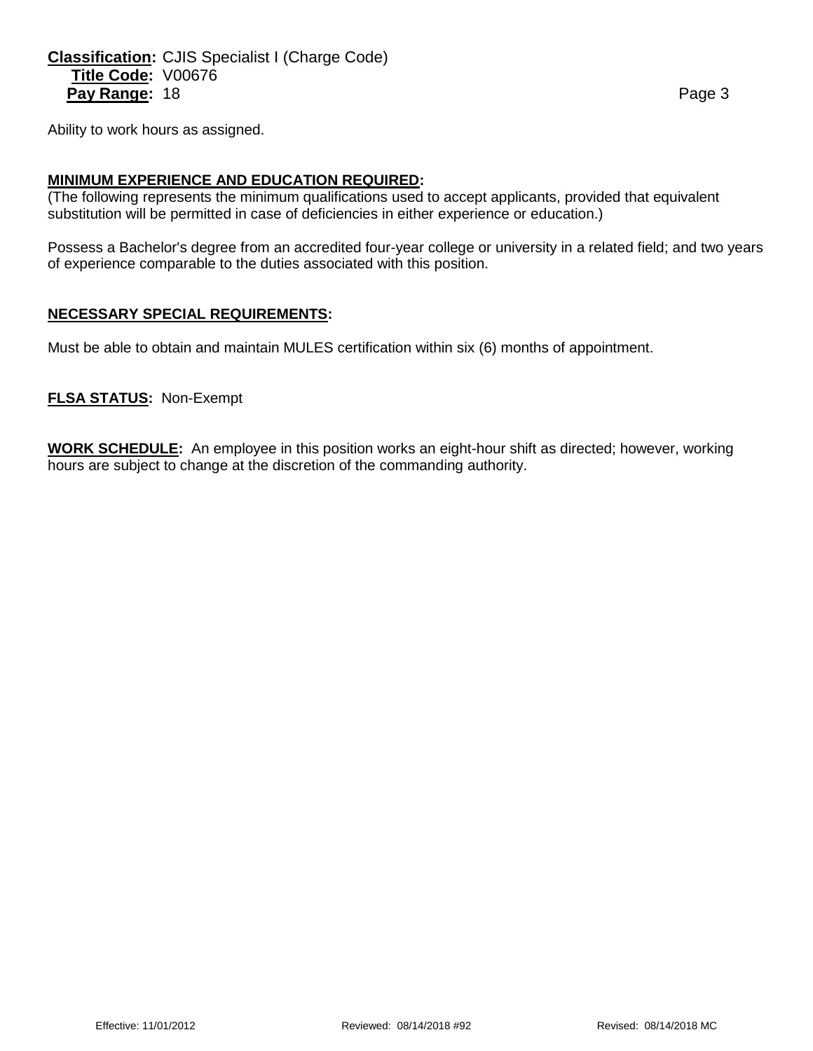Ability to work hours as assigned.

**MINIMUM EXPERIENCE AND EDUCATION REQUIRED:**

(The following represents the minimum qualifications used to accept applicants, provided that equivalent substitution will be permitted in case of deficiencies in either experience or education.)

Possess a Bachelor's degree from an accredited four-year college or university in a related field; and two years of experience comparable to the duties associated with this position.

**NECESSARY SPECIAL REQUIREMENTS:**

Must be able to obtain and maintain MULES certification within six (6) months of appointment.

**FLSA STATUS:** Non-Exempt

**WORK SCHEDULE:** An employee in this position works an eight-hour shift as directed; however, working hours are subject to change at the discretion of the commanding authority.